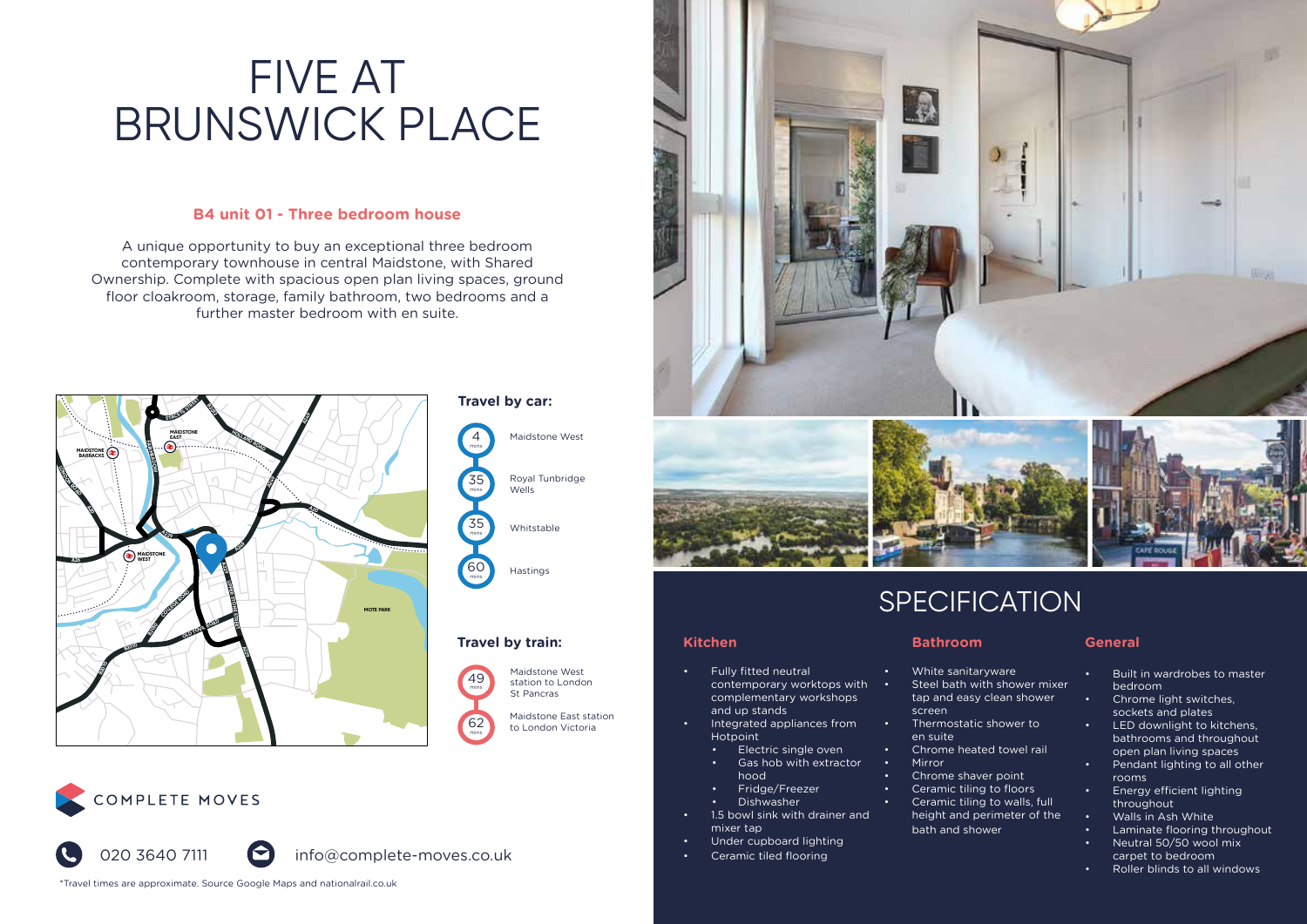# FIVE AT BRUNSWICK PLACE

## B4 unit 01 - Three bedroom house

A unique opportunity to buy an exceptional three bedroom contemporary townhouse in central Maidstone, with Shared Ownership. Complete with spacious open plan living spaces, ground floor cloakroom, storage, family bathroom, two bedrooms and a further master bedroom with en suite.

### Travel by car:

- 4 mins – Maidstone West
- 35 mins – Royal Tunbridge Wells
- 35 mins – Whitstable
- 60 mins – Hastings

### Travel by train:

- 49 mins – Maidstone West station to London St Pancras
- 62 mins – Maidstone East station to London Victoria

COMPLETE MOVES

020 3640 7111

info@complete-moves.co.uk

*Travel times are approximate. Source Google Maps and nationalrail.co.uk

# SPECIFICATION

### Kitchen

- Fully fitted neutral contemporary worktops with complementary workshops and up stands
- Integrated appliances from Hotpoint
  - Electric single oven
  - Gas hob with extractor hood
  - Fridge/Freezer
  - Dishwasher
- 1.5 bowl sink with drainer and mixer tap
- Under cupboard lighting
- Ceramic tiled flooring

### Bathroom

- White sanitaryware
- Steel bath with shower mixer tap and easy clean shower screen
- Thermostatic shower to en suite
- Chrome heated towel rail
- Mirror
- Chrome shaver point
- Ceramic tiling to floors
- Ceramic tiling to walls, full height and perimeter of the bath and shower

### General

- Built in wardrobes to master bedroom
- Chrome light switches, sockets and plates
- LED downlight to kitchens, bathrooms and throughout open plan living spaces
- Pendant lighting to all other rooms
- Energy efficient lighting throughout
- Walls in Ash White
- Laminate flooring throughout
- Neutral 50/50 wool mix carpet to bedroom
- Roller blinds to all windows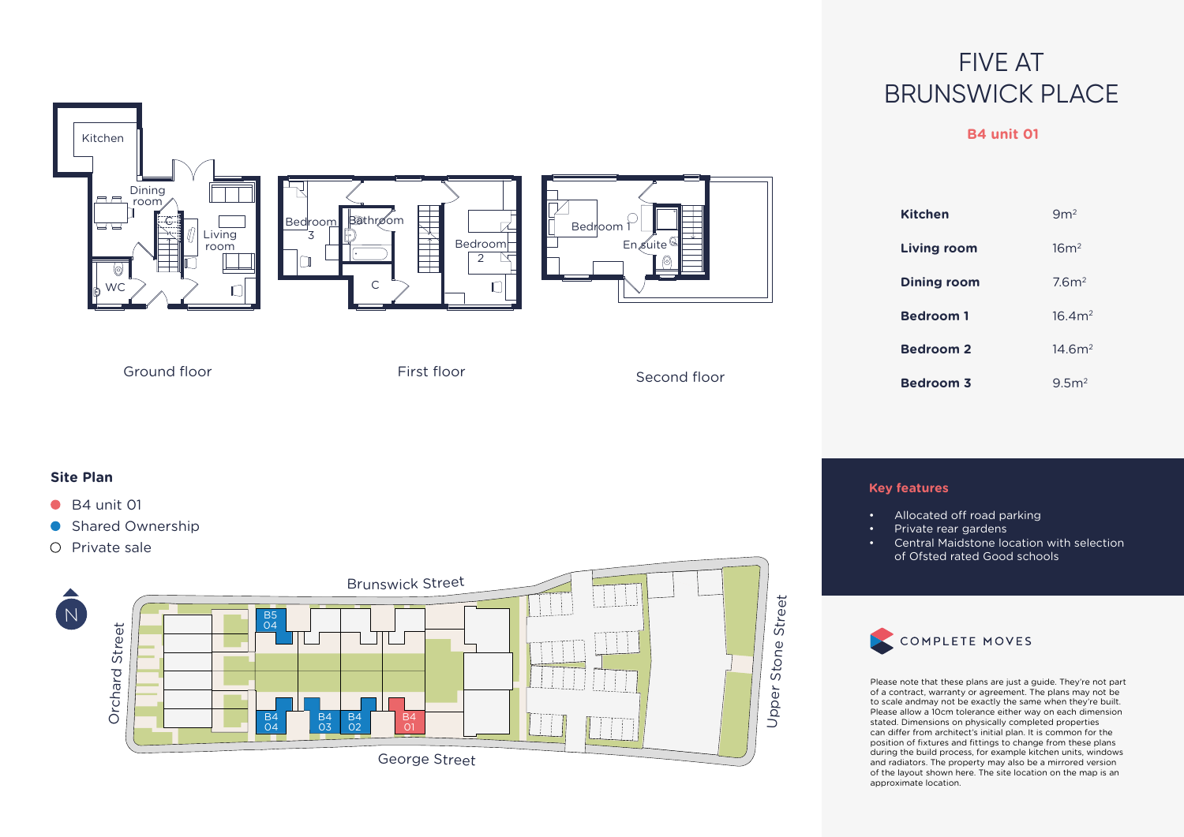# FIVE AT BRUNSWICK PLACE

## B4 unit 01

Ground floor

First floor

Second floor

| Room | Size |
| --- | --- |
| **Kitchen** | 9m² |
| **Living room** | 16m² |
| **Dining room** | 7.6m² |
| **Bedroom 1** | 16.4m² |
| **Bedroom 2** | 14.6m² |
| **Bedroom 3** | 9.5m² |

### Site Plan

- B4 unit 01
- Shared Ownership
- Private sale

### Key features

- Allocated off road parking
- Private rear gardens
- Central Maidstone location with selection of Ofsted rated Good schools

COMPLETE MOVES

Please note that these plans are just a guide. They're not part of a contract, warranty or agreement. The plans may not be to scale andmay not be exactly the same when they're built. Please allow a 10cm tolerance either way on each dimension stated. Dimensions on physically completed properties can differ from architect's initial plan. It is common for the position of fixtures and fittings to change from these plans during the build process, for example kitchen units, windows and radiators. The property may also be a mirrored version of the layout shown here. The site location on the map is an approximate location.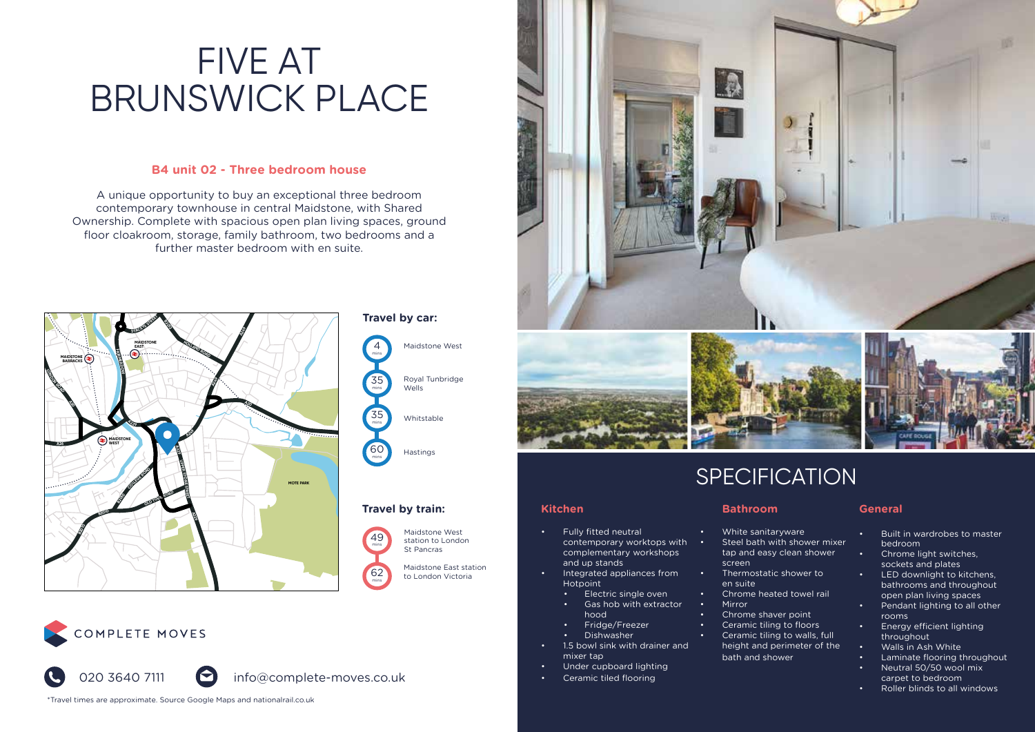# FIVE AT BRUNSWICK PLACE

**B4 unit 02 - Three bedroom house**

A unique opportunity to buy an exceptional three bedroom contemporary townhouse in central Maidstone, with Shared Ownership. Complete with spacious open plan living spaces, ground floor cloakroom, storage, family bathroom, two bedrooms and a further master bedroom with en suite.

### Travel by car:

- 4 mins – Maidstone West
- 35 mins – Royal Tunbridge Wells
- 35 mins – Whitstable
- 60 mins – Hastings

### Travel by train:

- 49 mins – Maidstone West station to London St Pancras
- 62 mins – Maidstone East station to London Victoria

COMPLETE MOVES

020 3640 7111

info@complete-moves.co.uk

*Travel times are approximate. Source Google Maps and nationalrail.co.uk

# SPECIFICATION

### Kitchen

- Fully fitted neutral contemporary worktops with complementary workshops and up stands
- Integrated appliances from Hotpoint
  - Electric single oven
  - Gas hob with extractor hood
  - Fridge/Freezer
  - Dishwasher
- 1.5 bowl sink with drainer and mixer tap
- Under cupboard lighting
- Ceramic tiled flooring

### Bathroom

- White sanitaryware
- Steel bath with shower mixer tap and easy clean shower screen
- Thermostatic shower to en suite
- Chrome heated towel rail
- Mirror
- Chrome shaver point
- Ceramic tiling to floors
- Ceramic tiling to walls, full height and perimeter of the bath and shower

### General

- Built in wardrobes to master bedroom
- Chrome light switches, sockets and plates
- LED downlight to kitchens, bathrooms and throughout open plan living spaces
- Pendant lighting to all other rooms
- Energy efficient lighting throughout
- Walls in Ash White
- Laminate flooring throughout
- Neutral 50/50 wool mix carpet to bedroom
- Roller blinds to all windows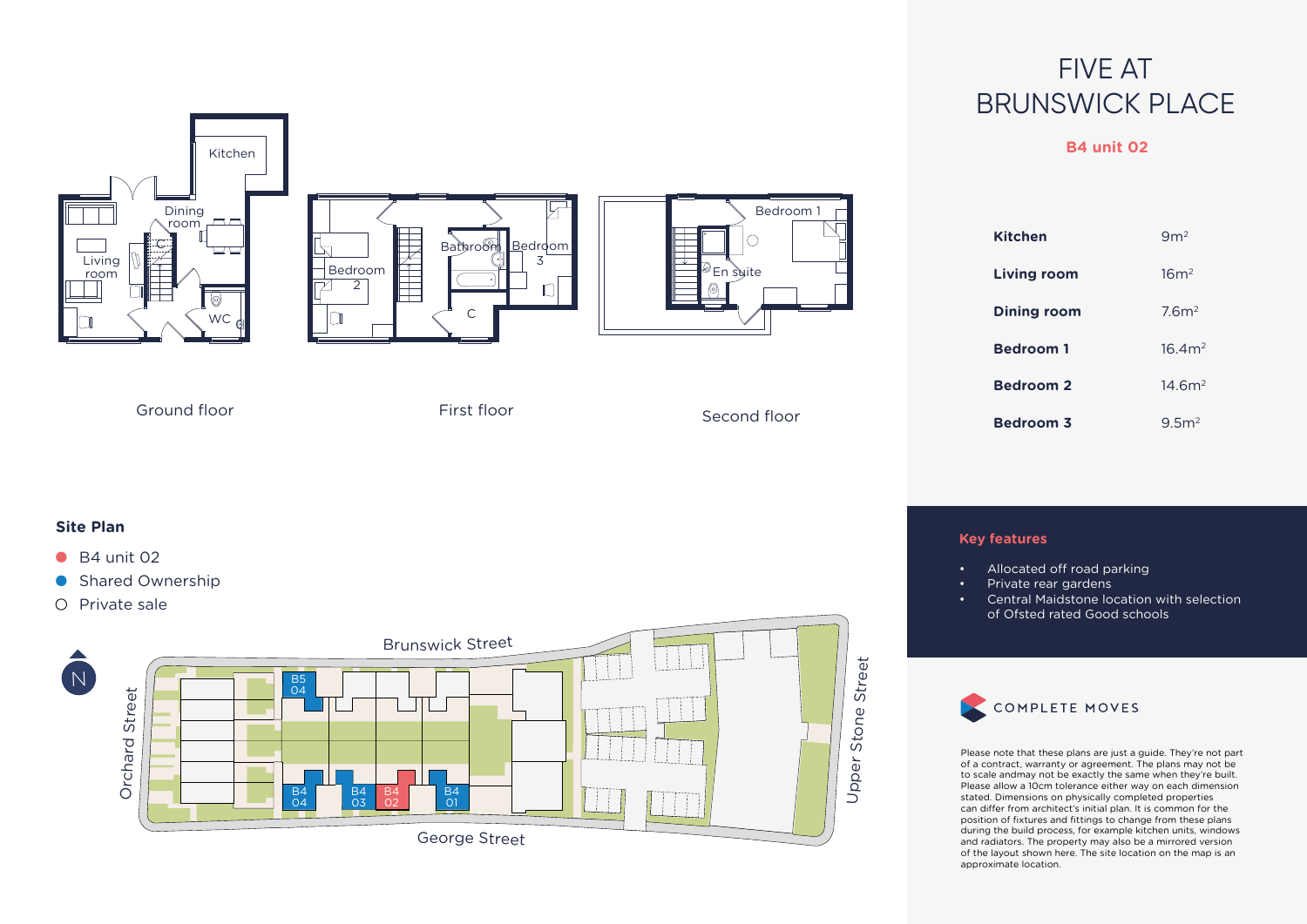# FIVE AT BRUNSWICK PLACE

**B4 unit 02**

| | |
|---|---|
| **Kitchen** | 9m$^2$ |
| **Living room** | 16m$^2$ |
| **Dining room** | 7.6m$^2$ |
| **Bedroom 1** | 16.4m$^2$ |
| **Bedroom 2** | 14.6m$^2$ |
| **Bedroom 3** | 9.5m$^2$ |

Ground floor

First floor

Second floor

## Site Plan

- B4 unit 02
- Shared Ownership
- Private sale

Brunswick Street

Orchard Street

Upper Stone Street

George Street

**Key features**

- Allocated off road parking
- Private rear gardens
- Central Maidstone location with selection of Ofsted rated Good schools

COMPLETE MOVES

Please note that these plans are just a guide. They're not part of a contract, warranty or agreement. The plans may not be to scale andmay not be exactly the same when they're built. Please allow a 10cm tolerance either way on each dimension stated. Dimensions on physically completed properties can differ from architect's initial plan. It is common for the position of fixtures and fittings to change from these plans during the build process, for example kitchen units, windows and radiators. The property may also be a mirrored version of the layout shown here. The site location on the map is an approximate location.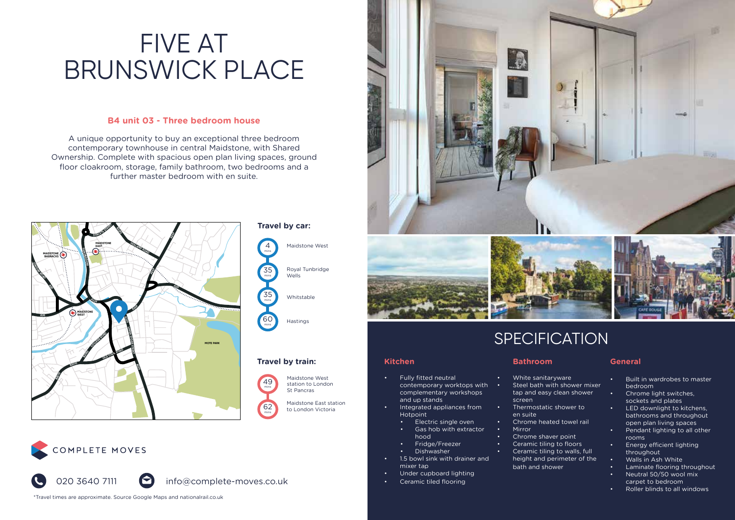# FIVE AT BRUNSWICK PLACE

### B4 unit 03 - Three bedroom house

A unique opportunity to buy an exceptional three bedroom contemporary townhouse in central Maidstone, with Shared Ownership. Complete with spacious open plan living spaces, ground floor cloakroom, storage, family bathroom, two bedrooms and a further master bedroom with en suite.

### Travel by car:

- 4 mins – Maidstone West
- 35 mins – Royal Tunbridge Wells
- 35 mins – Whitstable
- 60 mins – Hastings

### Travel by train:

- 49 mins – Maidstone West station to London St Pancras
- 62 mins – Maidstone East station to London Victoria

COMPLETE MOVES

020 3640 7111 info@complete-moves.co.uk

*Travel times are approximate. Source Google Maps and nationalrail.co.uk

## SPECIFICATION

### Kitchen

- Fully fitted neutral contemporary worktops with complementary workshops and up stands
- Integrated appliances from Hotpoint
  - Electric single oven
  - Gas hob with extractor hood
  - Fridge/Freezer
  - Dishwasher
- 1.5 bowl sink with drainer and mixer tap
- Under cupboard lighting
- Ceramic tiled flooring

### Bathroom

- White sanitaryware
- Steel bath with shower mixer tap and easy clean shower screen
- Thermostatic shower to en suite
- Chrome heated towel rail
- Mirror
- Chrome shaver point
- Ceramic tiling to floors
- Ceramic tiling to walls, full height and perimeter of the bath and shower

### General

- Built in wardrobes to master bedroom
- Chrome light switches, sockets and plates
- LED downlight to kitchens, bathrooms and throughout open plan living spaces
- Pendant lighting to all other rooms
- Energy efficient lighting throughout
- Walls in Ash White
- Laminate flooring throughout
- Neutral 50/50 wool mix carpet to bedroom
- Roller blinds to all windows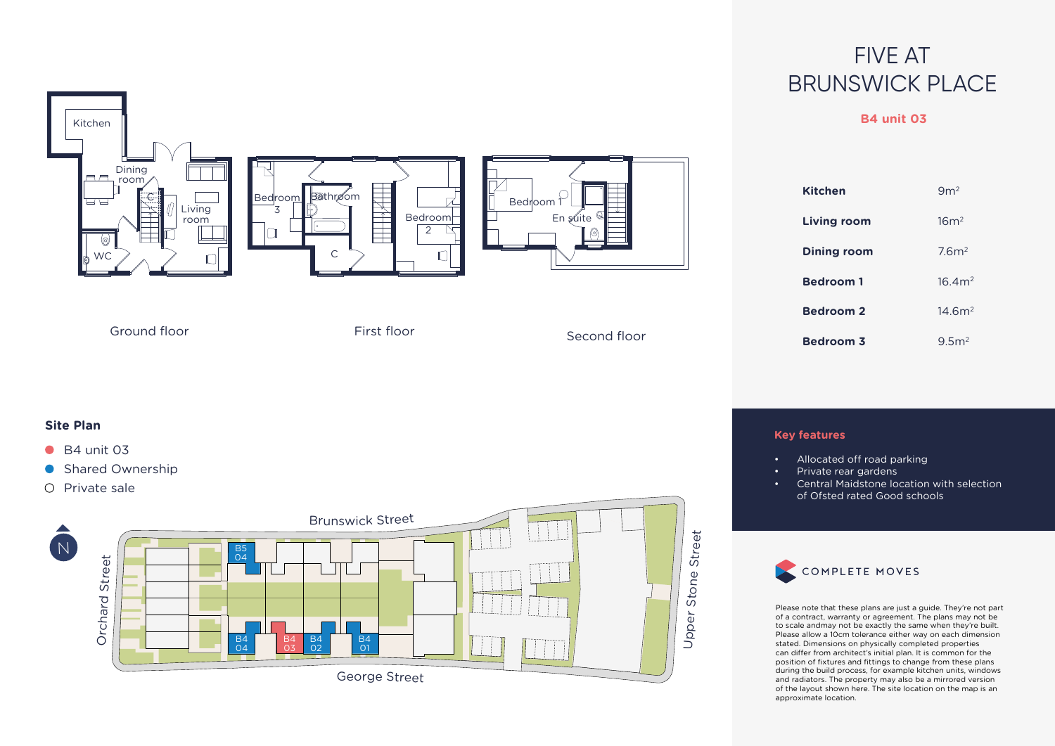# FIVE AT BRUNSWICK PLACE

**B4 unit 03**

| | |
|---|---|
| **Kitchen** | 9m² |
| **Living room** | 16m² |
| **Dining room** | 7.6m² |
| **Bedroom 1** | 16.4m² |
| **Bedroom 2** | 14.6m² |
| **Bedroom 3** | 9.5m² |

Ground floor

First floor

Second floor

**Site Plan**

- B4 unit 03
- Shared Ownership
- Private sale

**Key features**

- Allocated off road parking
- Private rear gardens
- Central Maidstone location with selection of Ofsted rated Good schools

COMPLETE MOVES

Please note that these plans are just a guide. They're not part of a contract, warranty or agreement. The plans may not be to scale andmay not be exactly the same when they're built. Please allow a 10cm tolerance either way on each dimension stated. Dimensions on physically completed properties can differ from architect's initial plan. It is common for the position of fixtures and fittings to change from these plans during the build process, for example kitchen units, windows and radiators. The property may also be a mirrored version of the layout shown here. The site location on the map is an approximate location.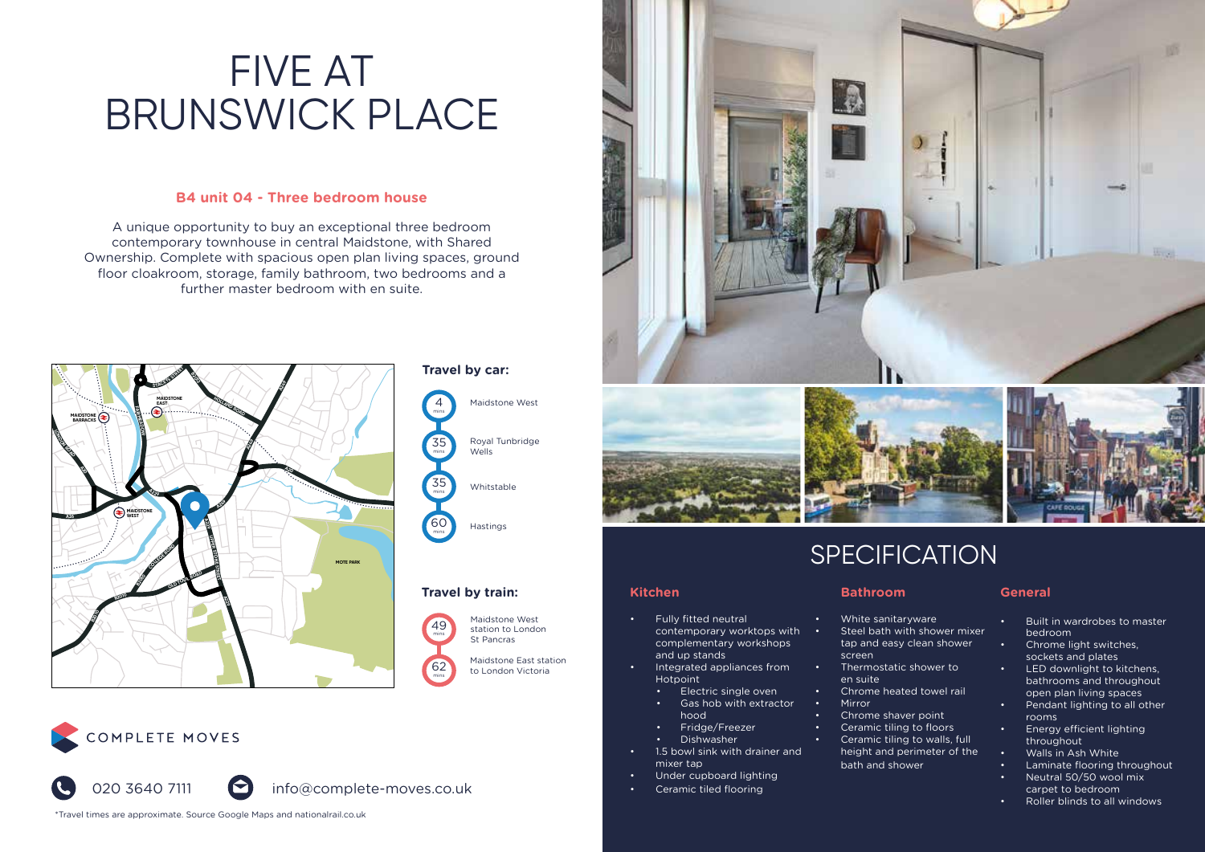# FIVE AT BRUNSWICK PLACE

### B4 unit 04 - Three bedroom house

A unique opportunity to buy an exceptional three bedroom contemporary townhouse in central Maidstone, with Shared Ownership. Complete with spacious open plan living spaces, ground floor cloakroom, storage, family bathroom, two bedrooms and a further master bedroom with en suite.

### Travel by car:

- 4 mins — Maidstone West
- 35 mins — Royal Tunbridge Wells
- 35 mins — Whitstable
- 60 mins — Hastings

### Travel by train:

- 49 mins — Maidstone West station to London St Pancras
- 62 mins — Maidstone East station to London Victoria

COMPLETE MOVES

020 3640 7111

info@complete-moves.co.uk

*Travel times are approximate. Source Google Maps and nationalrail.co.uk

## SPECIFICATION

### Kitchen

- Fully fitted neutral contemporary worktops with complementary workshops and up stands
- Integrated appliances from Hotpoint
  - Electric single oven
  - Gas hob with extractor hood
  - Fridge/Freezer
  - Dishwasher
- 1.5 bowl sink with drainer and mixer tap
- Under cupboard lighting
- Ceramic tiled flooring

### Bathroom

- White sanitaryware
- Steel bath with shower mixer tap and easy clean shower screen
- Thermostatic shower to en suite
- Chrome heated towel rail
- Mirror
- Chrome shaver point
- Ceramic tiling to floors
- Ceramic tiling to walls, full height and perimeter of the bath and shower

### General

- Built in wardrobes to master bedroom
- Chrome light switches, sockets and plates
- LED downlight to kitchens, bathrooms and throughout open plan living spaces
- Pendant lighting to all other rooms
- Energy efficient lighting throughout
- Walls in Ash White
- Laminate flooring throughout
- Neutral 50/50 wool mix carpet to bedroom
- Roller blinds to all windows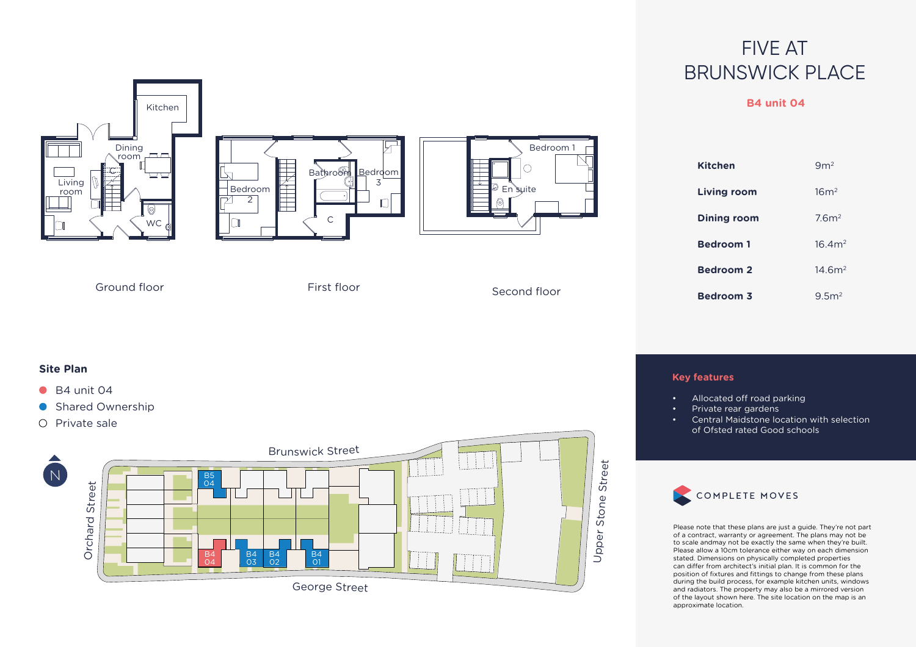# FIVE AT BRUNSWICK PLACE

**B4 unit 04**

| Room | Size |
|---|---|
| **Kitchen** | 9m² |
| **Living room** | 16m² |
| **Dining room** | 7.6m² |
| **Bedroom 1** | 16.4m² |
| **Bedroom 2** | 14.6m² |
| **Bedroom 3** | 9.5m² |

Ground floor

First floor

Second floor

**Key features**

- Allocated off road parking
- Private rear gardens
- Central Maidstone location with selection of Ofsted rated Good schools

**Site Plan**

- B4 unit 04
- Shared Ownership
- Private sale

COMPLETE MOVES

Please note that these plans are just a guide. They're not part of a contract, warranty or agreement. The plans may not be to scale andmay not be exactly the same when they're built. Please allow a 10cm tolerance either way on each dimension stated. Dimensions on physically completed properties can differ from architect's initial plan. It is common for the position of fixtures and fittings to change from these plans during the build process, for example kitchen units, windows and radiators. The property may also be a mirrored version of the layout shown here. The site location on the map is an approximate location.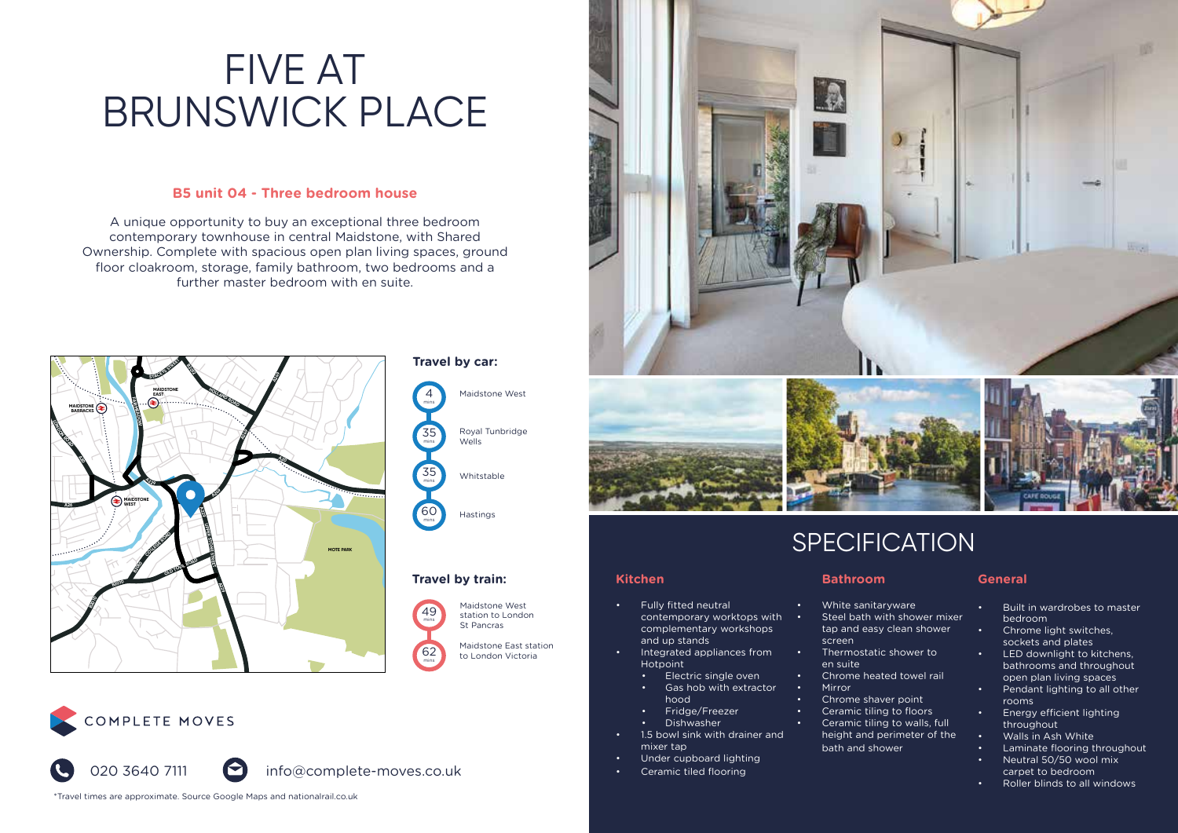# FIVE AT BRUNSWICK PLACE

**B5 unit 04 - Three bedroom house**

A unique opportunity to buy an exceptional three bedroom contemporary townhouse in central Maidstone, with Shared Ownership. Complete with spacious open plan living spaces, ground floor cloakroom, storage, family bathroom, two bedrooms and a further master bedroom with en suite.

### Travel by car:

- 4 mins – Maidstone West
- 35 mins – Royal Tunbridge Wells
- 35 mins – Whitstable
- 60 mins – Hastings

### Travel by train:

- 49 mins – Maidstone West station to London St Pancras
- 62 mins – Maidstone East station to London Victoria

COMPLETE MOVES

020 3640 7111 info@complete-moves.co.uk

*Travel times are approximate. Source Google Maps and nationalrail.co.uk

# SPECIFICATION

### Kitchen

- Fully fitted neutral contemporary worktops with complementary workshops and up stands
- Integrated appliances from Hotpoint
  - Electric single oven
  - Gas hob with extractor hood
  - Fridge/Freezer
  - Dishwasher
- 1.5 bowl sink with drainer and mixer tap
- Under cupboard lighting
- Ceramic tiled flooring

### Bathroom

- White sanitaryware
- Steel bath with shower mixer tap and easy clean shower screen
- Thermostatic shower to en suite
- Chrome heated towel rail
- Mirror
- Chrome shaver point
- Ceramic tiling to floors
- Ceramic tiling to walls, full height and perimeter of the bath and shower

### General

- Built in wardrobes to master bedroom
- Chrome light switches, sockets and plates
- LED downlight to kitchens, bathrooms and throughout open plan living spaces
- Pendant lighting to all other rooms
- Energy efficient lighting throughout
- Walls in Ash White
- Laminate flooring throughout
- Neutral 50/50 wool mix carpet to bedroom
- Roller blinds to all windows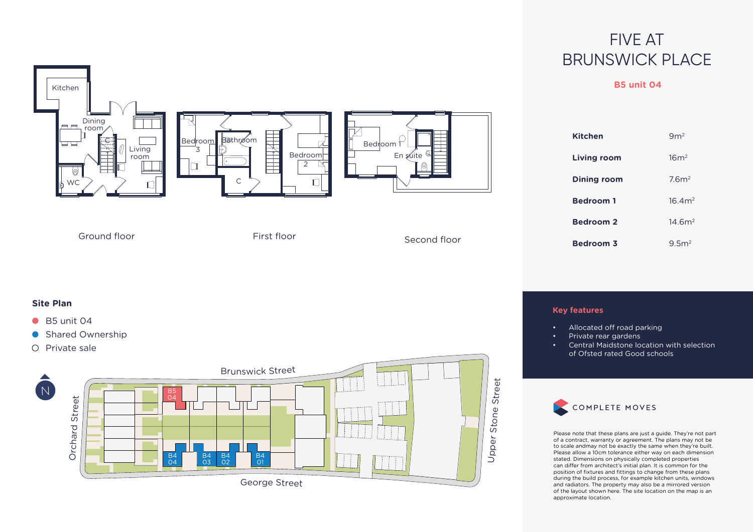# FIVE AT BRUNSWICK PLACE

**B5 unit 04**

Ground floor

First floor

Second floor

| | |
|---|---|
| **Kitchen** | 9m² |
| **Living room** | 16m² |
| **Dining room** | 7.6m² |
| **Bedroom 1** | 16.4m² |
| **Bedroom 2** | 14.6m² |
| **Bedroom 3** | 9.5m² |

## Site Plan

- B5 unit 04
- Shared Ownership
- Private sale

Brunswick Street

Orchard Street

Upper Stone Street

George Street

### Key features

- Allocated off road parking
- Private rear gardens
- Central Maidstone location with selection of Ofsted rated Good schools

COMPLETE MOVES

Please note that these plans are just a guide. They're not part of a contract, warranty or agreement. The plans may not be to scale andmay not be exactly the same when they're built. Please allow a 10cm tolerance either way on each dimension stated. Dimensions on physically completed properties can differ from architect's initial plan. It is common for the position of fixtures and fittings to change from these plans during the build process, for example kitchen units, windows and radiators. The property may also be a mirrored version of the layout shown here. The site location on the map is an approximate location.